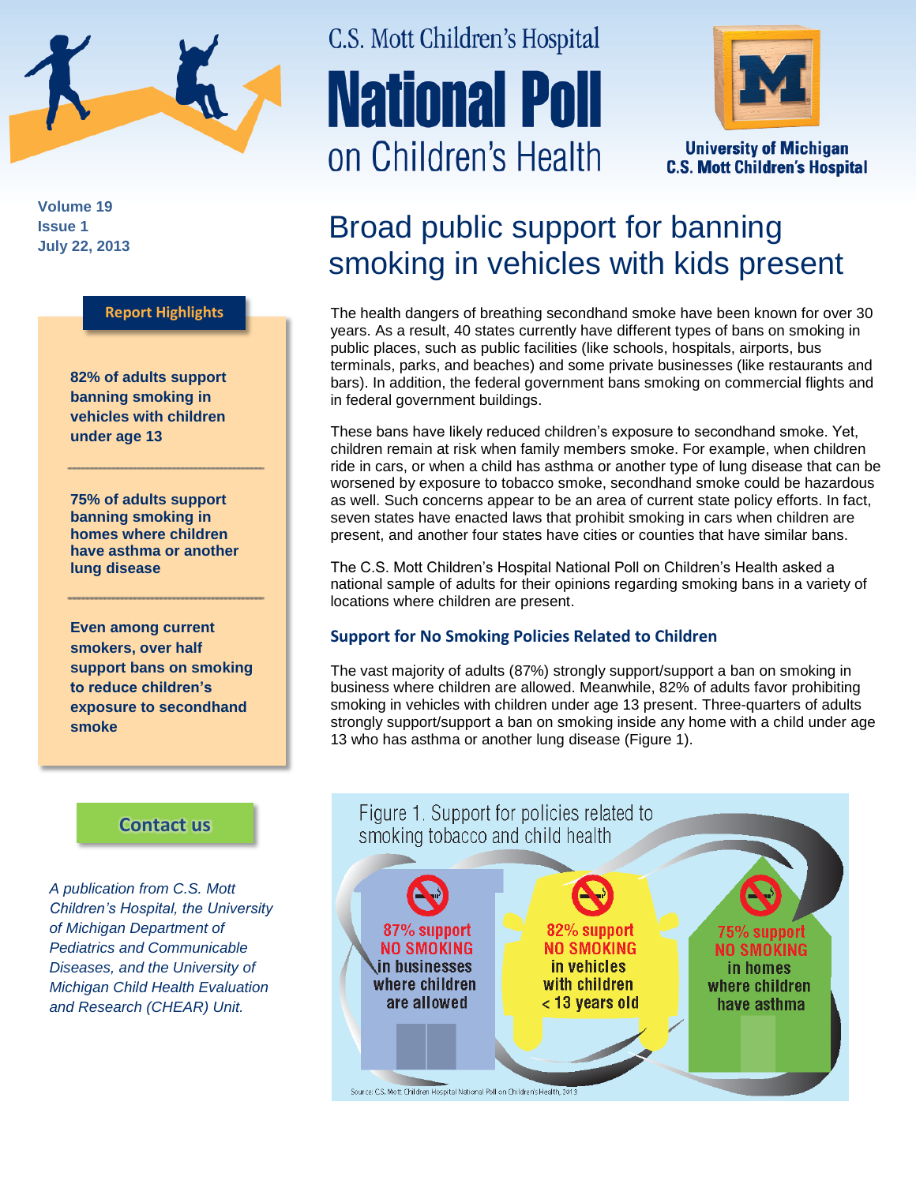# C.S. Mott Children's Hospital National Poll on Children's Health

University of Michigan C.S. Mott Children's Hospital

Volume 19
Issue 1
July 22, 2013

## Broad public support for banning smoking in vehicles with kids present

**Report Highlights**

**82% of adults support banning smoking in vehicles with children under age 13**

**75% of adults support banning smoking in homes where children have asthma or another lung disease**

**Even among current smokers, over half support bans on smoking to reduce children's exposure to secondhand smoke**

**Contact us**

*A publication from C.S. Mott Children's Hospital, the University of Michigan Department of Pediatrics and Communicable Diseases, and the University of Michigan Child Health Evaluation and Research (CHEAR) Unit.*

The health dangers of breathing secondhand smoke have been known for over 30 years. As a result, 40 states currently have different types of bans on smoking in public places, such as public facilities (like schools, hospitals, airports, bus terminals, parks, and beaches) and some private businesses (like restaurants and bars). In addition, the federal government bans smoking on commercial flights and in federal government buildings.

These bans have likely reduced children's exposure to secondhand smoke. Yet, children remain at risk when family members smoke. For example, when children ride in cars, or when a child has asthma or another type of lung disease that can be worsened by exposure to tobacco smoke, secondhand smoke could be hazardous as well. Such concerns appear to be an area of current state policy efforts. In fact, seven states have enacted laws that prohibit smoking in cars when children are present, and another four states have cities or counties that have similar bans.

The C.S. Mott Children's Hospital National Poll on Children's Health asked a national sample of adults for their opinions regarding smoking bans in a variety of locations where children are present.

### Support for No Smoking Policies Related to Children

The vast majority of adults (87%) strongly support/support a ban on smoking in business where children are allowed. Meanwhile, 82% of adults favor prohibiting smoking in vehicles with children under age 13 present. Three-quarters of adults strongly support/support a ban on smoking inside any home with a child under age 13 who has asthma or another lung disease (Figure 1).

Figure 1. Support for policies related to smoking tobacco and child health

- 87% support NO SMOKING in businesses where children are allowed
- 82% support NO SMOKING in vehicles with children < 13 years old
- 75% support NO SMOKING in homes where children have asthma

Source: C.S. Mott Children's Hospital National Poll on Children's Health, 2013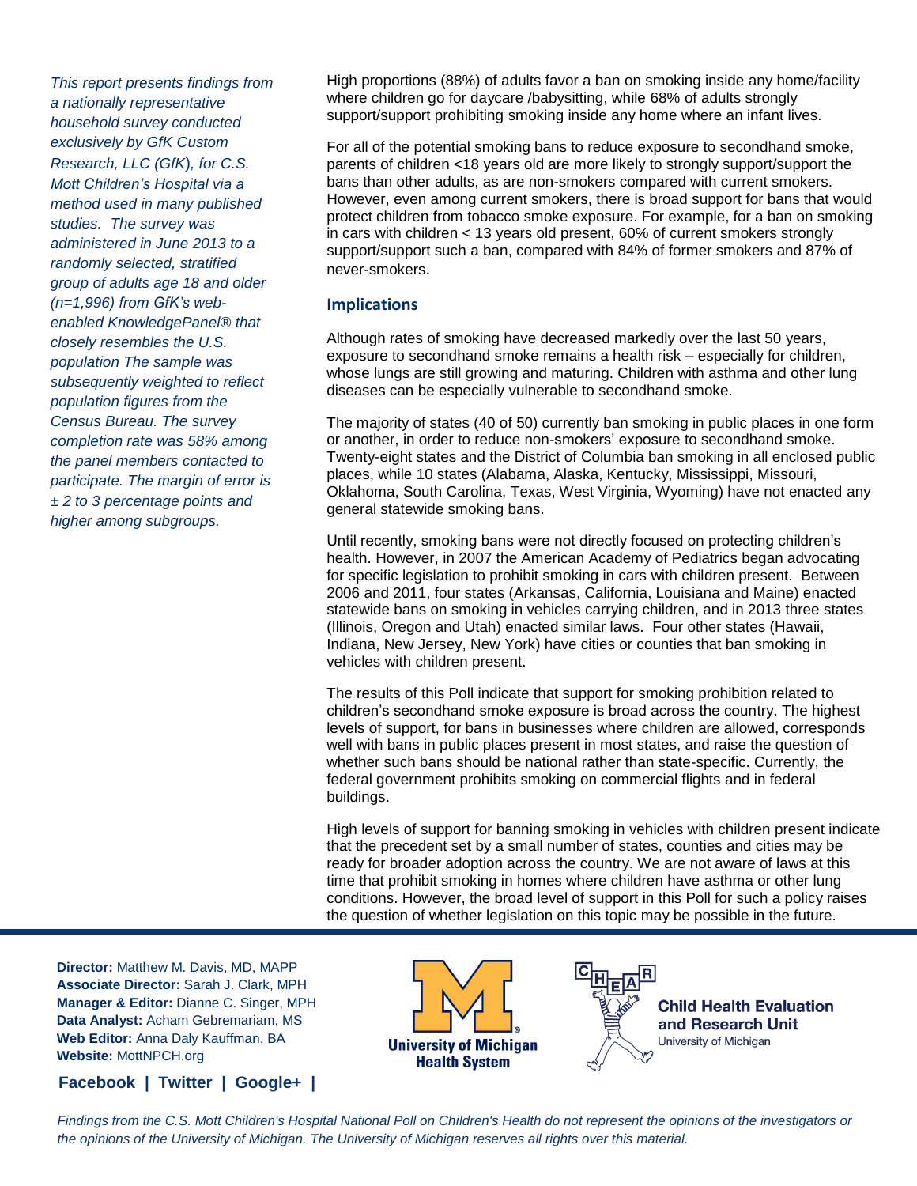*This report presents findings from a nationally representative household survey conducted exclusively by GfK Custom Research, LLC (GfK), for C.S. Mott Children's Hospital via a method used in many published studies. The survey was administered in June 2013 to a randomly selected, stratified group of adults age 18 and older (n=1,996) from GfK's web-enabled KnowledgePanel® that closely resembles the U.S. population The sample was subsequently weighted to reflect population figures from the Census Bureau. The survey completion rate was 58% among the panel members contacted to participate. The margin of error is ± 2 to 3 percentage points and higher among subgroups.*

High proportions (88%) of adults favor a ban on smoking inside any home/facility where children go for daycare /babysitting, while 68% of adults strongly support/support prohibiting smoking inside any home where an infant lives.

For all of the potential smoking bans to reduce exposure to secondhand smoke, parents of children <18 years old are more likely to strongly support/support the bans than other adults, as are non-smokers compared with current smokers. However, even among current smokers, there is broad support for bans that would protect children from tobacco smoke exposure. For example, for a ban on smoking in cars with children < 13 years old present, 60% of current smokers strongly support/support such a ban, compared with 84% of former smokers and 87% of never-smokers.

## Implications

Although rates of smoking have decreased markedly over the last 50 years, exposure to secondhand smoke remains a health risk – especially for children, whose lungs are still growing and maturing. Children with asthma and other lung diseases can be especially vulnerable to secondhand smoke.

The majority of states (40 of 50) currently ban smoking in public places in one form or another, in order to reduce non-smokers' exposure to secondhand smoke. Twenty-eight states and the District of Columbia ban smoking in all enclosed public places, while 10 states (Alabama, Alaska, Kentucky, Mississippi, Missouri, Oklahoma, South Carolina, Texas, West Virginia, Wyoming) have not enacted any general statewide smoking bans.

Until recently, smoking bans were not directly focused on protecting children's health. However, in 2007 the American Academy of Pediatrics began advocating for specific legislation to prohibit smoking in cars with children present. Between 2006 and 2011, four states (Arkansas, California, Louisiana and Maine) enacted statewide bans on smoking in vehicles carrying children, and in 2013 three states (Illinois, Oregon and Utah) enacted similar laws. Four other states (Hawaii, Indiana, New Jersey, New York) have cities or counties that ban smoking in vehicles with children present.

The results of this Poll indicate that support for smoking prohibition related to children's secondhand smoke exposure is broad across the country. The highest levels of support, for bans in businesses where children are allowed, corresponds well with bans in public places present in most states, and raise the question of whether such bans should be national rather than state-specific. Currently, the federal government prohibits smoking on commercial flights and in federal buildings.

High levels of support for banning smoking in vehicles with children present indicate that the precedent set by a small number of states, counties and cities may be ready for broader adoption across the country. We are not aware of laws at this time that prohibit smoking in homes where children have asthma or other lung conditions. However, the broad level of support in this Poll for such a policy raises the question of whether legislation on this topic may be possible in the future.

**Director:** Matthew M. Davis, MD, MAPP
**Associate Director:** Sarah J. Clark, MPH
**Manager & Editor:** Dianne C. Singer, MPH
**Data Analyst:** Acham Gebremariam, MS
**Web Editor:** Anna Daly Kauffman, BA
**Website:** MottNPCH.org

**Facebook | Twitter | Google+ |**

University of Michigan Health System

Child Health Evaluation and Research Unit
University of Michigan

*Findings from the C.S. Mott Children's Hospital National Poll on Children's Health do not represent the opinions of the investigators or the opinions of the University of Michigan. The University of Michigan reserves all rights over this material.*